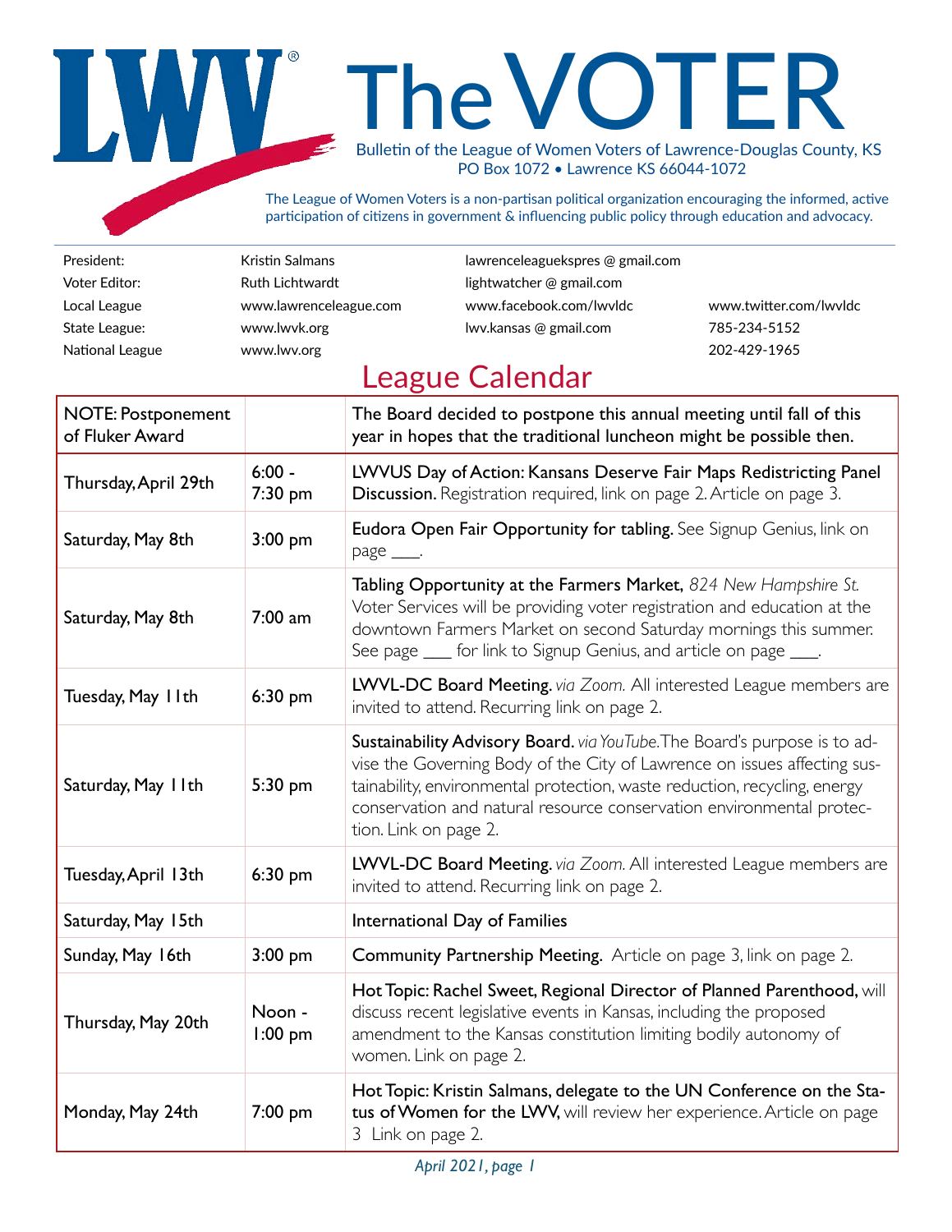# The VOTER

Bulletin of the League of Women Voters of Lawrence-Douglas County, KS
PO Box 1072 • Lawrence KS 66044-1072

The League of Women Voters is a non-partisan political organization encouraging the informed, active participation of citizens in government & influencing public policy through education and advocacy.

| | | | |
|---|---|---|---|
| President: | Kristin Salmans | lawrenceleaguekspres @ gmail.com | |
| Voter Editor: | Ruth Lichtwardt | lightwatcher @ gmail.com | |
| Local League | www.lawrenceleague.com | www.facebook.com/lwvldc | www.twitter.com/lwvldc |
| State League: | www.lwvk.org | lwv.kansas @ gmail.com | 785-234-5152 |
| National League | www.lwv.org | | 202-429-1965 |

## League Calendar

| | | |
|---|---|---|
| NOTE: Postponement of Fluker Award | | The Board decided to postpone this annual meeting until fall of this year in hopes that the traditional luncheon might be possible then. |
| Thursday, April 29th | 6:00 - 7:30 pm | **LWVUS Day of Action: Kansans Deserve Fair Maps Redistricting Panel Discussion.** Registration required, link on page 2. Article on page 3. |
| Saturday, May 8th | 3:00 pm | **Eudora Open Fair Opportunity for tabling.** See Signup Genius, link on page ___. |
| Saturday, May 8th | 7:00 am | **Tabling Opportunity at the Farmers Market,** *824 New Hampshire St.* Voter Services will be providing voter registration and education at the downtown Farmers Market on second Saturday mornings this summer. See page ___ for link to Signup Genius, and article on page ___. |
| Tuesday, May 11th | 6:30 pm | **LWVL-DC Board Meeting.** *via Zoom.* All interested League members are invited to attend. Recurring link on page 2. |
| Saturday, May 11th | 5:30 pm | **Sustainability Advisory Board.** *via YouTube.* The Board's purpose is to advise the Governing Body of the City of Lawrence on issues affecting sustainability, environmental protection, waste reduction, recycling, energy conservation and natural resource conservation environmental protection. Link on page 2. |
| Tuesday, April 13th | 6:30 pm | **LWVL-DC Board Meeting.** *via Zoom.* All interested League members are invited to attend. Recurring link on page 2. |
| Saturday, May 15th | | International Day of Families |
| Sunday, May 16th | 3:00 pm | **Community Partnership Meeting.** Article on page 3, link on page 2. |
| Thursday, May 20th | Noon - 1:00 pm | **Hot Topic: Rachel Sweet, Regional Director of Planned Parenthood,** will discuss recent legislative events in Kansas, including the proposed amendment to the Kansas constitution limiting bodily autonomy of women. Link on page 2. |
| Monday, May 24th | 7:00 pm | **Hot Topic: Kristin Salmans, delegate to the UN Conference on the Status of Women for the LWV,** will review her experience. Article on page 3 Link on page 2. |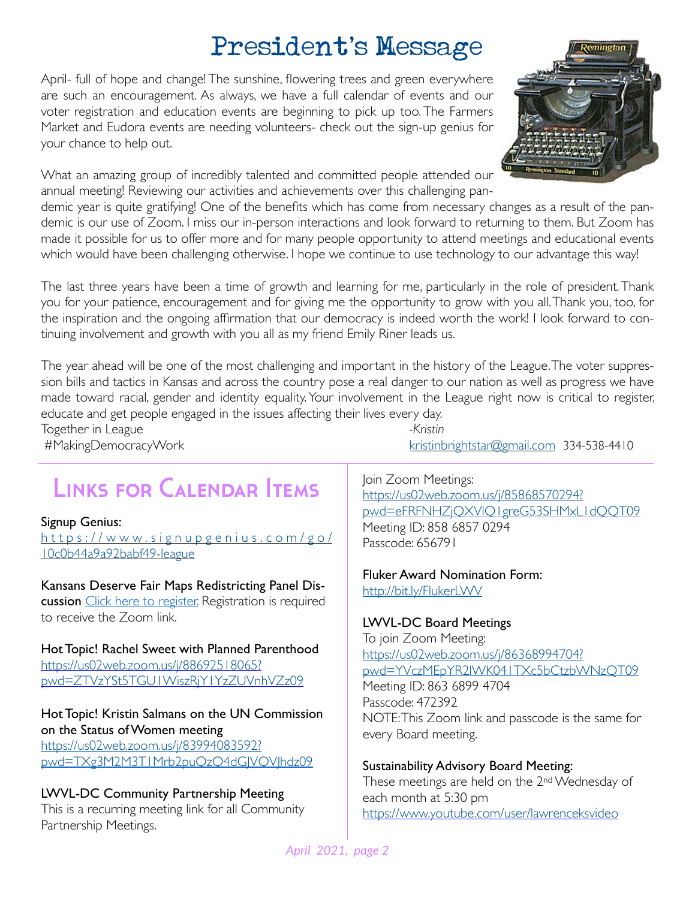# President's Message

April- full of hope and change! The sunshine, flowering trees and green everywhere are such an encouragement. As always, we have a full calendar of events and our voter registration and education events are beginning to pick up too. The Farmers Market and Eudora events are needing volunteers- check out the sign-up genius for your chance to help out.

What an amazing group of incredibly talented and committed people attended our annual meeting! Reviewing our activities and achievements over this challenging pandemic year is quite gratifying! One of the benefits which has come from necessary changes as a result of the pandemic is our use of Zoom. I miss our in-person interactions and look forward to returning to them. But Zoom has made it possible for us to offer more and for many people opportunity to attend meetings and educational events which would have been challenging otherwise. I hope we continue to use technology to our advantage this way!

The last three years have been a time of growth and learning for me, particularly in the role of president. Thank you for your patience, encouragement and for giving me the opportunity to grow with you all. Thank you, too, for the inspiration and the ongoing affirmation that our democracy is indeed worth the work! I look forward to continuing involvement and growth with you all as my friend Emily Riner leads us.

The year ahead will be one of the most challenging and important in the history of the League. The voter suppression bills and tactics in Kansas and across the country pose a real danger to our nation as well as progress we have made toward racial, gender and identity equality. Your involvement in the League right now is critical to register, educate and get people engaged in the issues affecting their lives every day.

Together in League
#MakingDemocracyWork

*-Kristin*
kristinbrightstar@gmail.com 334-538-4410

## Links for Calendar Items

**Signup Genius:**
https://www.signupgenius.com/go/10c0b44a9a92babf49-league

**Kansans Deserve Fair Maps Redistricting Panel Discussion** Click here to register. Registration is required to receive the Zoom link.

**Hot Topic! Rachel Sweet with Planned Parenthood**
https://us02web.zoom.us/j/88692518065?pwd=ZTVzYSt5TGU1WiszRjY1YzZUVnhVZz09

**Hot Topic! Kristin Salmans on the UN Commission on the Status of Women meeting**
https://us02web.zoom.us/j/83994083592?pwd=TXg3M2M3T1Mrb2puOzO4dGJVOVJhdz09

**LWVL-DC Community Partnership Meeting**
This is a recurring meeting link for all Community Partnership Meetings.

Join Zoom Meetings:
https://us02web.zoom.us/j/85868570294?pwd=eFRFNHZjQXVlQ1greG53SHMxL1dQQT09
Meeting ID: 858 6857 0294
Passcode: 656791

**Fluker Award Nomination Form:**
http://bit.ly/FlukerLWV

**LWVL-DC Board Meetings**
To join Zoom Meeting:
https://us02web.zoom.us/j/86368994704?pwd=YVczMEpYR2lWK041TXc5bCtzbWNzQT09
Meeting ID: 863 6899 4704
Passcode: 472392
NOTE: This Zoom link and passcode is the same for every Board meeting.

**Sustainability Advisory Board Meeting:**
These meetings are held on the 2nd Wednesday of each month at 5:30 pm
https://www.youtube.com/user/lawrenceksvideo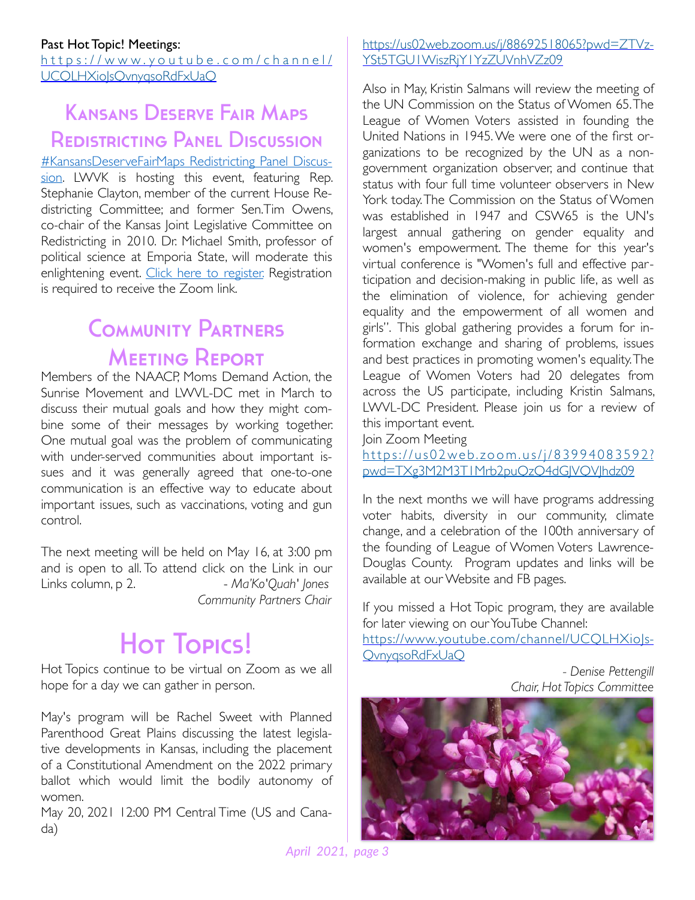**Past Hot Topic! Meetings:** [https://www.youtube.com/channel/UCQLHXioJsQvnyqsoRdFxUaQ](https://www.youtube.com/channel/UCQLHXioJsQvnyqsoRdFxUaQ)

## Kansans Deserve Fair Maps Redistricting Panel Discussion

#KansansDeserveFairMaps Redistricting Panel Discussion. LWVK is hosting this event, featuring Rep. Stephanie Clayton, member of the current House Redistricting Committee; and former Sen. Tim Owens, co-chair of the Kansas Joint Legislative Committee on Redistricting in 2010. Dr. Michael Smith, professor of political science at Emporia State, will moderate this enlightening event. Click here to register. Registration is required to receive the Zoom link.

## Community Partners Meeting Report

Members of the NAACP, Moms Demand Action, the Sunrise Movement and LWVL-DC met in March to discuss their mutual goals and how they might combine some of their messages by working together. One mutual goal was the problem of communicating with under-served communities about important issues and it was generally agreed that one-to-one communication is an effective way to educate about important issues, such as vaccinations, voting and gun control.

The next meeting will be held on May 16, at 3:00 pm and is open to all. To attend click on the Link in our Links column, p 2.

*- Ma'Ko'Quah' Jones*
*Community Partners Chair*

## Hot Topics!

Hot Topics continue to be virtual on Zoom as we all hope for a day we can gather in person.

May's program will be Rachel Sweet with Planned Parenthood Great Plains discussing the latest legislative developments in Kansas, including the placement of a Constitutional Amendment on the 2022 primary ballot which would limit the bodily autonomy of women.

May 20, 2021 12:00 PM Central Time (US and Canada)

https://us02web.zoom.us/j/88692518065?pwd=ZTVzYSt5TGU1WiszRjY1YzZUVnhVZz09

Also in May, Kristin Salmans will review the meeting of the UN Commission on the Status of Women 65. The League of Women Voters assisted in founding the United Nations in 1945. We were one of the first organizations to be recognized by the UN as a non-government organization observer, and continue that status with four full time volunteer observers in New York today. The Commission on the Status of Women was established in 1947 and CSW65 is the UN's largest annual gathering on gender equality and women's empowerment. The theme for this year's virtual conference is "Women's full and effective participation and decision-making in public life, as well as the elimination of violence, for achieving gender equality and the empowerment of all women and girls". This global gathering provides a forum for information exchange and sharing of problems, issues and best practices in promoting women's equality. The League of Women Voters had 20 delegates from across the US participate, including Kristin Salmans, LWVL-DC President. Please join us for a review of this important event.

Join Zoom Meeting
https://us02web.zoom.us/j/83994083592?pwd=TXg3M2M3T1Mrb2puQzQ4dGJVQVJhdz09

In the next months we will have programs addressing voter habits, diversity in our community, climate change, and a celebration of the 100th anniversary of the founding of League of Women Voters Lawrence-Douglas County. Program updates and links will be available at our Website and FB pages.

If you missed a Hot Topic program, they are available for later viewing on our YouTube Channel:
https://www.youtube.com/channel/UCQLHXioJsQvnyqsoRdFxUaQ

*- Denise Pettengill*
*Chair, Hot Topics Committee*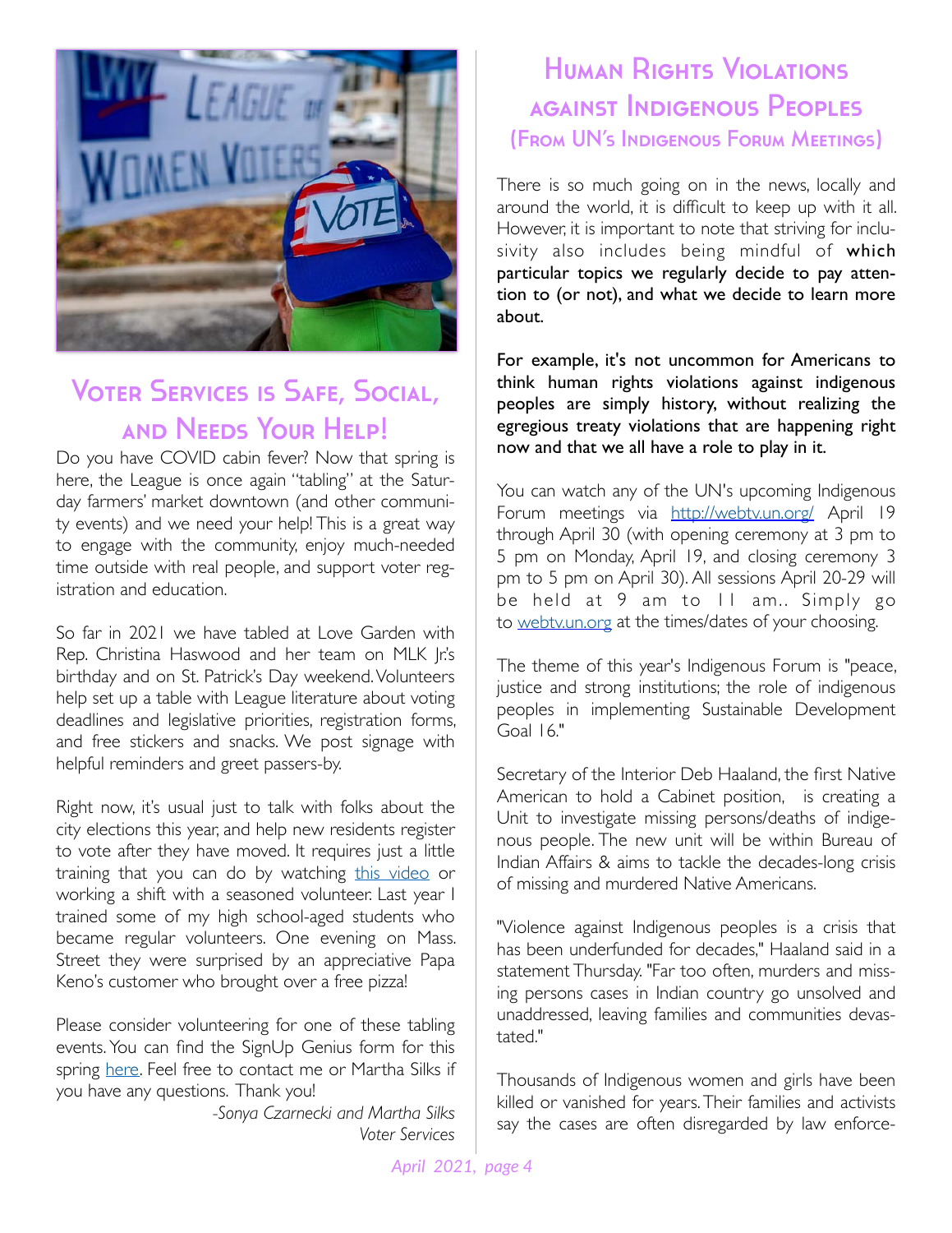## Voter Services is Safe, Social, and Needs Your Help!

Do you have COVID cabin fever? Now that spring is here, the League is once again "tabling" at the Saturday farmers' market downtown (and other community events) and we need your help! This is a great way to engage with the community, enjoy much-needed time outside with real people, and support voter registration and education.

So far in 2021 we have tabled at Love Garden with Rep. Christina Haswood and her team on MLK Jr.'s birthday and on St. Patrick's Day weekend. Volunteers help set up a table with League literature about voting deadlines and legislative priorities, registration forms, and free stickers and snacks. We post signage with helpful reminders and greet passers-by.

Right now, it's usual just to talk with folks about the city elections this year, and help new residents register to vote after they have moved. It requires just a little training that you can do by watching [this video](#) or working a shift with a seasoned volunteer. Last year I trained some of my high school-aged students who became regular volunteers. One evening on Mass. Street they were surprised by an appreciative Papa Keno's customer who brought over a free pizza!

Please consider volunteering for one of these tabling events. You can find the SignUp Genius form for this spring [here](#). Feel free to contact me or Martha Silks if you have any questions. Thank you!

*-Sonya Czarnecki and Martha Silks*
*Voter Services*

## Human Rights Violations against Indigenous Peoples

### (From UN's Indigenous Forum Meetings)

There is so much going on in the news, locally and around the world, it is difficult to keep up with it all. However, it is important to note that striving for inclusivity also includes being mindful of **which particular topics we regularly decide to pay attention to (or not), and what we decide to learn more about.**

**For example, it's not uncommon for Americans to think human rights violations against indigenous peoples are simply history, without realizing the egregious treaty violations that are happening right now and that we all have a role to play in it.**

You can watch any of the UN's upcoming Indigenous Forum meetings via [http://webtv.un.org/](http://webtv.un.org/) April 19 through April 30 (with opening ceremony at 3 pm to 5 pm on Monday, April 19, and closing ceremony 3 pm to 5 pm on April 30). All sessions April 20-29 will be held at 9 am to 11 am.. Simply go to [webtv.un.org](http://webtv.un.org) at the times/dates of your choosing.

The theme of this year's Indigenous Forum is "peace, justice and strong institutions; the role of indigenous peoples in implementing Sustainable Development Goal 16."

Secretary of the Interior Deb Haaland, the first Native American to hold a Cabinet position, is creating a Unit to investigate missing persons/deaths of indigenous people. The new unit will be within Bureau of Indian Affairs & aims to tackle the decades-long crisis of missing and murdered Native Americans.

"Violence against Indigenous peoples is a crisis that has been underfunded for decades," Haaland said in a statement Thursday. "Far too often, murders and missing persons cases in Indian country go unsolved and unaddressed, leaving families and communities devastated."

Thousands of Indigenous women and girls have been killed or vanished for years. Their families and activists say the cases are often disregarded by law enforce-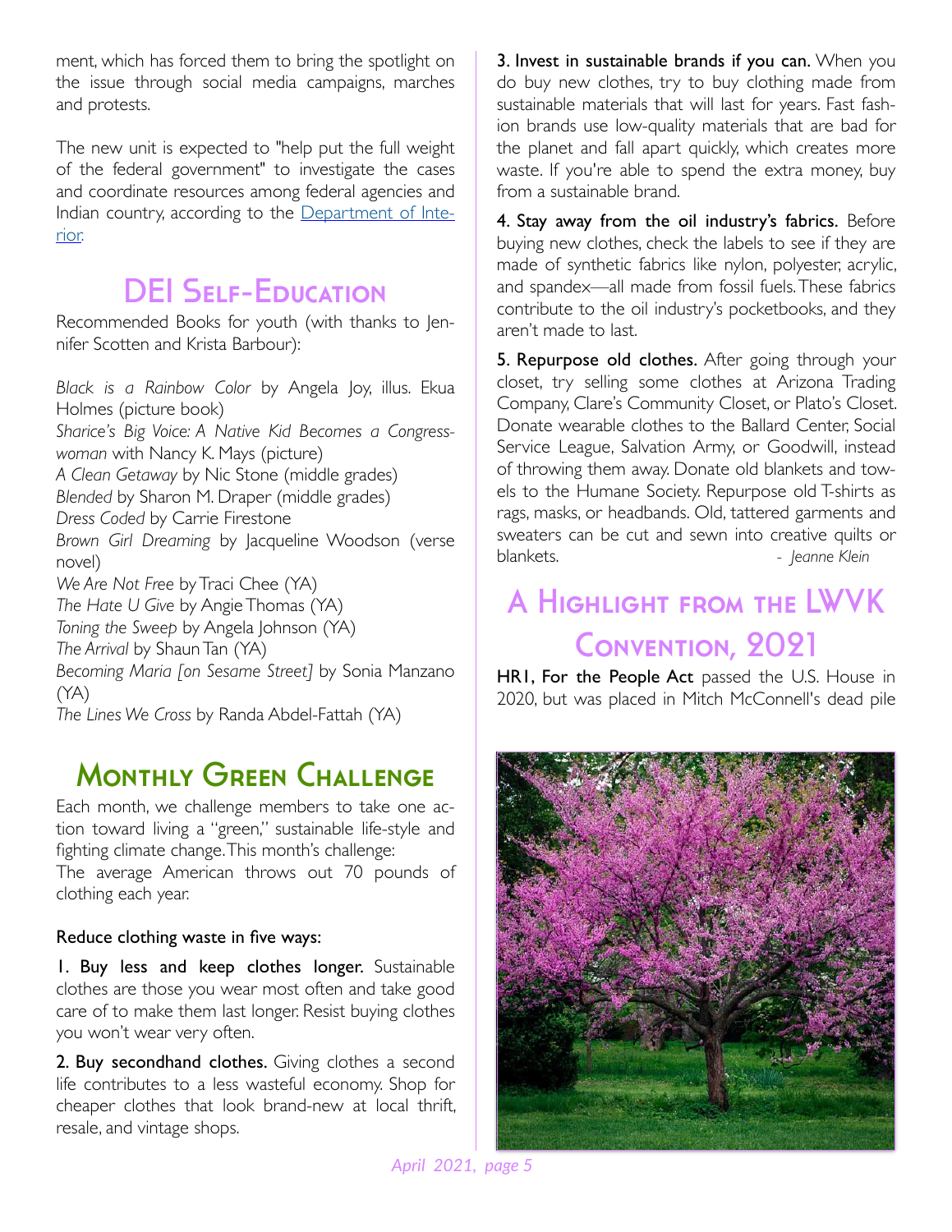ment, which has forced them to bring the spotlight on the issue through social media campaigns, marches and protests.

The new unit is expected to "help put the full weight of the federal government" to investigate the cases and coordinate resources among federal agencies and Indian country, according to the [Department of Interior](#).

## DEI Self-Education

Recommended Books for youth (with thanks to Jennifer Scotten and Krista Barbour):

*Black is a Rainbow Color* by Angela Joy, illus. Ekua Holmes (picture book)
*Sharice's Big Voice: A Native Kid Becomes a Congresswoman* with Nancy K. Mays (picture)
*A Clean Getaway* by Nic Stone (middle grades)
*Blended* by Sharon M. Draper (middle grades)
*Dress Coded* by Carrie Firestone
*Brown Girl Dreaming* by Jacqueline Woodson (verse novel)
*We Are Not Free* by Traci Chee (YA)
*The Hate U Give* by Angie Thomas (YA)
*Toning the Sweep* by Angela Johnson (YA)
*The Arrival* by Shaun Tan (YA)
*Becoming Maria [on Sesame Street]* by Sonia Manzano (YA)
*The Lines We Cross* by Randa Abdel-Fattah (YA)

## Monthly Green Challenge

Each month, we challenge members to take one action toward living a "green," sustainable life-style and fighting climate change. This month's challenge:
The average American throws out 70 pounds of clothing each year.

**Reduce clothing waste in five ways:**

**1. Buy less and keep clothes longer.** Sustainable clothes are those you wear most often and take good care of to make them last longer. Resist buying clothes you won't wear very often.

**2. Buy secondhand clothes.** Giving clothes a second life contributes to a less wasteful economy. Shop for cheaper clothes that look brand-new at local thrift, resale, and vintage shops.

**3. Invest in sustainable brands if you can.** When you do buy new clothes, try to buy clothing made from sustainable materials that will last for years. Fast fashion brands use low-quality materials that are bad for the planet and fall apart quickly, which creates more waste. If you're able to spend the extra money, buy from a sustainable brand.

**4. Stay away from the oil industry's fabrics.** Before buying new clothes, check the labels to see if they are made of synthetic fabrics like nylon, polyester, acrylic, and spandex—all made from fossil fuels. These fabrics contribute to the oil industry's pocketbooks, and they aren't made to last.

**5. Repurpose old clothes.** After going through your closet, try selling some clothes at Arizona Trading Company, Clare's Community Closet, or Plato's Closet. Donate wearable clothes to the Ballard Center, Social Service League, Salvation Army, or Goodwill, instead of throwing them away. Donate old blankets and towels to the Humane Society. Repurpose old T-shirts as rags, masks, or headbands. Old, tattered garments and sweaters can be cut and sewn into creative quilts or blankets.

*- Jeanne Klein*

## A Highlight from the LWVK Convention, 2021

**HR1, For the People Act** passed the U.S. House in 2020, but was placed in Mitch McConnell's dead pile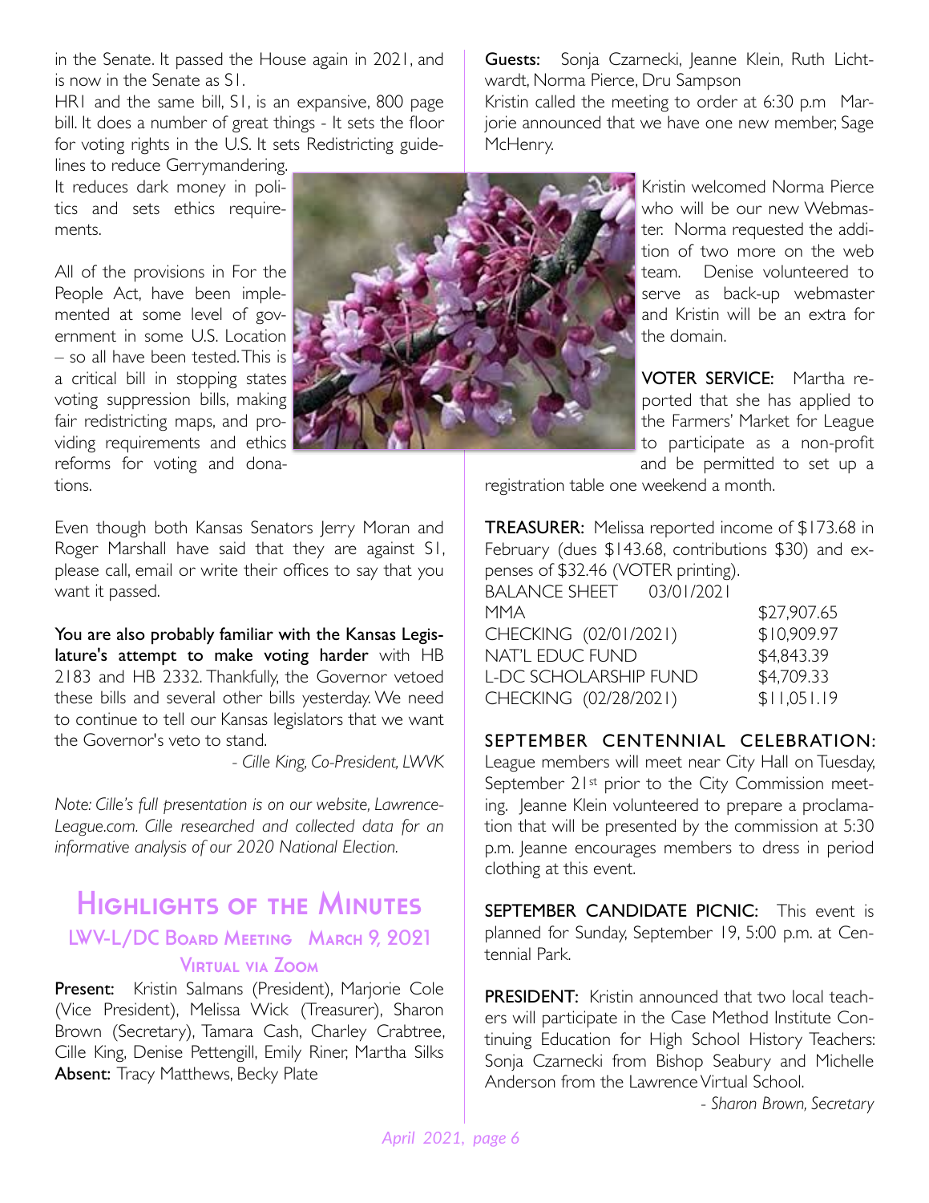in the Senate. It passed the House again in 2021, and is now in the Senate as S1.

HR1 and the same bill, S1, is an expansive, 800 page bill. It does a number of great things - It sets the floor for voting rights in the U.S. It sets Redistricting guidelines to reduce Gerrymandering. It reduces dark money in politics and sets ethics requirements.

All of the provisions in For the People Act, have been implemented at some level of government in some U.S. Location – so all have been tested. This is a critical bill in stopping states voting suppression bills, making fair redistricting maps, and providing requirements and ethics reforms for voting and donations.

Even though both Kansas Senators Jerry Moran and Roger Marshall have said that they are against S1, please call, email or write their offices to say that you want it passed.

**You are also probably familiar with the Kansas Legislature's attempt to make voting harder** with HB 2183 and HB 2332. Thankfully, the Governor vetoed these bills and several other bills yesterday. We need to continue to tell our Kansas legislators that we want the Governor's veto to stand.

*- Cille King, Co-President, LWVK*

*Note: Cille's full presentation is on our website, Lawrence-League.com. Cille researched and collected data for an informative analysis of our 2020 National Election.*

# Highlights of the Minutes

## LWV-L/DC Board Meeting March 9, 2021

### Virtual via Zoom

**Present:** Kristin Salmans (President), Marjorie Cole (Vice President), Melissa Wick (Treasurer), Sharon Brown (Secretary), Tamara Cash, Charley Crabtree, Cille King, Denise Pettengill, Emily Riner, Martha Silks

**Absent:** Tracy Matthews, Becky Plate

**Guests:** Sonja Czarnecki, Jeanne Klein, Ruth Lichtwardt, Norma Pierce, Dru Sampson

Kristin called the meeting to order at 6:30 p.m Marjorie announced that we have one new member, Sage McHenry.

Kristin welcomed Norma Pierce who will be our new Webmaster. Norma requested the addition of two more on the web team. Denise volunteered to serve as back-up webmaster and Kristin will be an extra for the domain.

**VOTER SERVICE:** Martha reported that she has applied to the Farmers' Market for League to participate as a non-profit and be permitted to set up a registration table one weekend a month.

**TREASURER:** Melissa reported income of $173.68 in February (dues $143.68, contributions $30) and expenses of $32.46 (VOTER printing).

| BALANCE SHEET 03/01/2021 | |
|---|---|
| MMA | $27,907.65 |
| CHECKING (02/01/2021) | $10,909.97 |
| NAT'L EDUC FUND | $4,843.39 |
| L-DC SCHOLARSHIP FUND | $4,709.33 |
| CHECKING (02/28/2021) | $11,051.19 |

**SEPTEMBER CENTENNIAL CELEBRATION:** League members will meet near City Hall on Tuesday, September 21st prior to the City Commission meeting. Jeanne Klein volunteered to prepare a proclamation that will be presented by the commission at 5:30 p.m. Jeanne encourages members to dress in period clothing at this event.

**SEPTEMBER CANDIDATE PICNIC:** This event is planned for Sunday, September 19, 5:00 p.m. at Centennial Park.

**PRESIDENT:** Kristin announced that two local teachers will participate in the Case Method Institute Continuing Education for High School History Teachers: Sonja Czarnecki from Bishop Seabury and Michelle Anderson from the Lawrence Virtual School.

*- Sharon Brown, Secretary*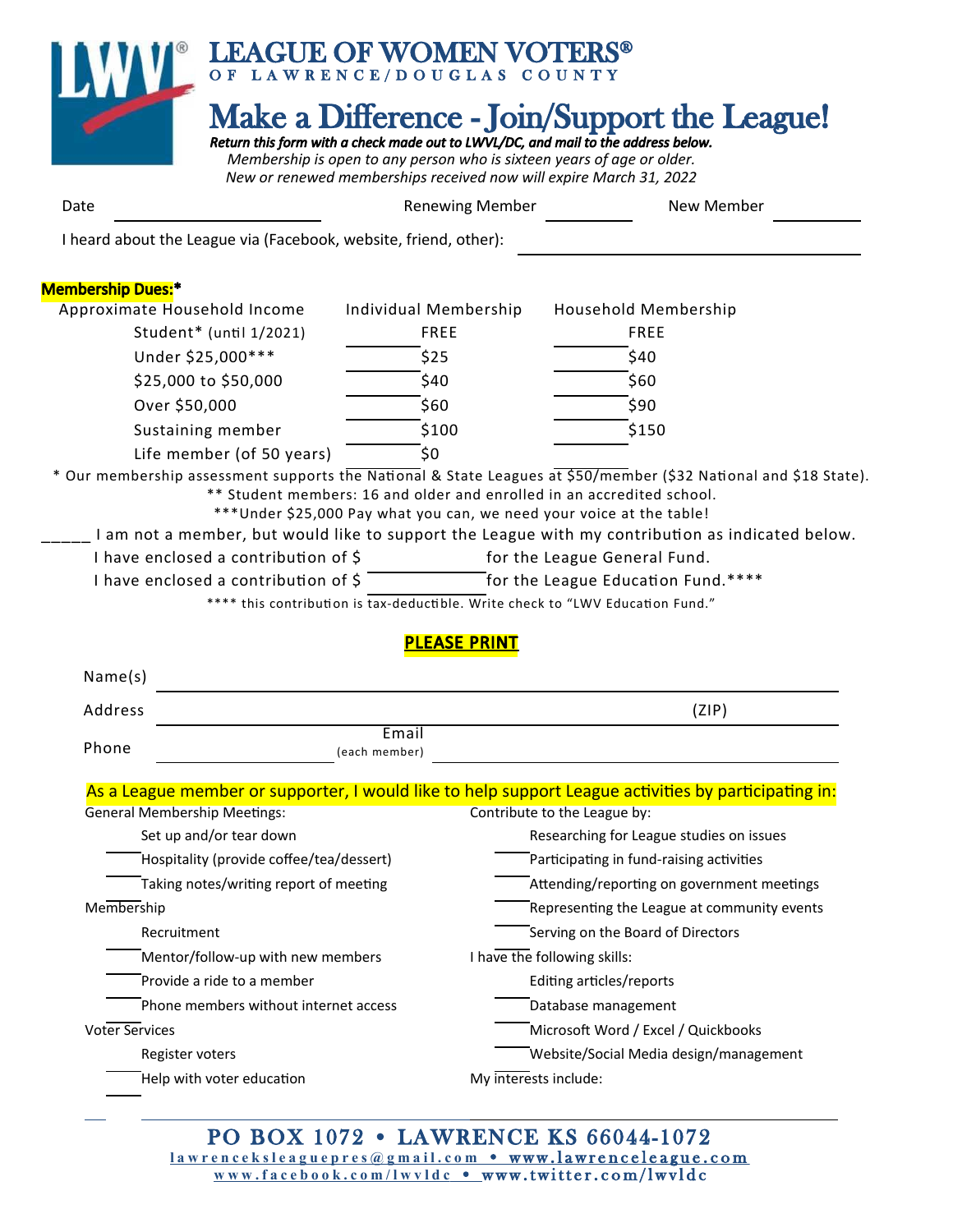# LEAGUE OF WOMEN VOTERS®

OF LAWRENCE/DOUGLAS COUNTY

## Make a Difference - Join/Support the League!

***Return this form with a check made out to LWVL/DC, and mail to the address below.***

*Membership is open to any person who is sixteen years of age or older.*

*New or renewed memberships received now will expire March 31, 2022*

Date ____________________ Renewing Member ________ New Member ________

I heard about the League via (Facebook, website, friend, other): ______________________________

**Membership Dues:***

| Approximate Household Income | Individual Membership | Household Membership |
|---|---|---|
| Student* (until 1/2021) | ______ FREE | ______ FREE |
| Under $25,000*** | ______ $25 | ______ $40 |
| $25,000 to $50,000 | ______ $40 | ______ $60 |
| Over $50,000 | ______ $60 | ______ $90 |
| Sustaining member | ______ $100 | ______ $150 |
| Life member (of 50 years) | ______ $0 | |

* Our membership assessment supports the National & State Leagues at $50/member ($32 National and $18 State).

** Student members: 16 and older and enrolled in an accredited school.

***Under $25,000 Pay what you can, we need your voice at the table!

_____ I am not a member, but would like to support the League with my contribution as indicated below.

I have enclosed a contribution of $ __________ for the League General Fund.

I have enclosed a contribution of $ __________ for the League Education Fund.****

**** this contribution is tax-deductible. Write check to "LWV Education Fund."

**PLEASE PRINT**

Name(s) ______________________________________________

Address ______________________________________________ (ZIP)

Phone ____________ Email (each member) ____________________

**As a League member or supporter, I would like to help support League activities by participating in:**

General Membership Meetings:

- ____ Set up and/or tear down
- ____ Hospitality (provide coffee/tea/dessert)
- ____ Taking notes/writing report of meeting

Membership

- ____ Recruitment
- ____ Mentor/follow-up with new members
- ____ Provide a ride to a member
- ____ Phone members without internet access

Voter Services

- ____ Register voters
- ____ Help with voter education

Contribute to the League by:

- ____ Researching for League studies on issues
- ____ Participating in fund-raising activities
- ____ Attending/reporting on government meetings
- ____ Representing the League at community events
- ____ Serving on the Board of Directors

I have the following skills:

- ____ Editing articles/reports
- ____ Database management
- ____ Microsoft Word / Excel / Quickbooks
- ____ Website/Social Media design/management

My interests include: ______________________________

PO BOX 1072 • LAWRENCE KS 66044-1072

lawrenceksleaguepres@gmail.com • www.lawrenceleague.com

www.facebook.com/lwvldc • www.twitter.com/lwvldc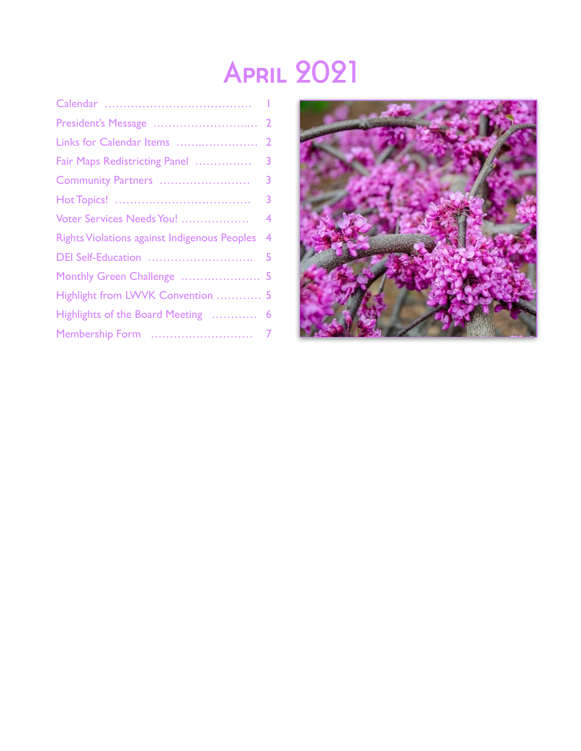# April 2021

| | |
|---|---|
| Calendar | 1 |
| President's Message | 2 |
| Links for Calendar Items | 2 |
| Fair Maps Redistricting Panel | 3 |
| Community Partners | 3 |
| Hot Topics! | 3 |
| Voter Services Needs You! | 4 |
| Rights Violations against Indigenous Peoples | 4 |
| DEI Self-Education | 5 |
| Monthly Green Challenge | 5 |
| Highlight from LWVK Convention | 5 |
| Highlights of the Board Meeting | 6 |
| Membership Form | 7 |